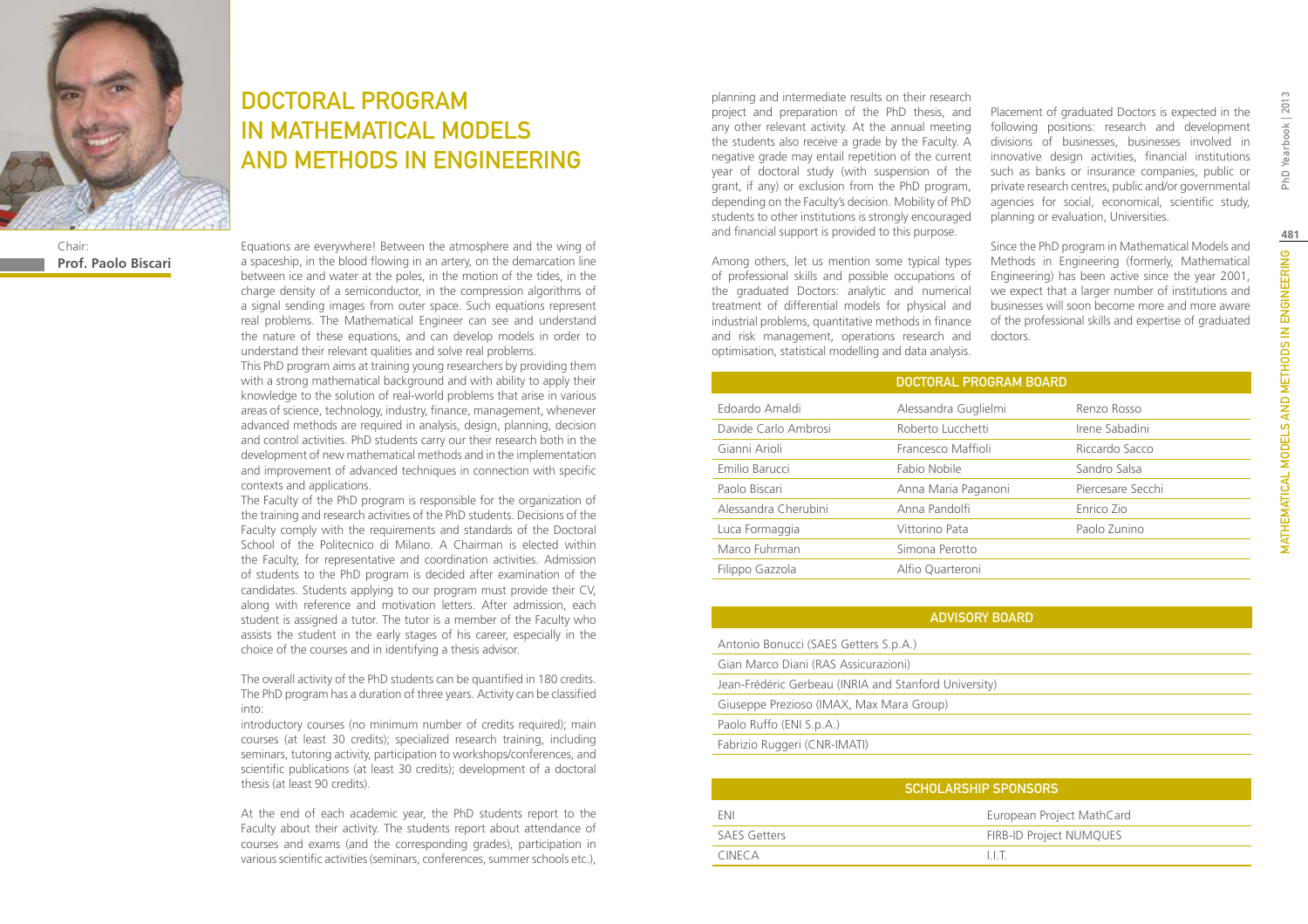# DOCTORAL PROGRAM IN MATHEMATICAL MODELS AND METHODS IN ENGINEERING

Chair:
**Prof. Paolo Biscari**

Equations are everywhere! Between the atmosphere and the wing of a spaceship, in the blood flowing in an artery, on the demarcation line between ice and water at the poles, in the motion of the tides, in the charge density of a semiconductor, in the compression algorithms of a signal sending images from outer space. Such equations represent real problems. The Mathematical Engineer can see and understand the nature of these equations, and can develop models in order to understand their relevant qualities and solve real problems.

This PhD program aims at training young researchers by providing them with a strong mathematical background and with ability to apply their knowledge to the solution of real-world problems that arise in various areas of science, technology, industry, finance, management, whenever advanced methods are required in analysis, design, planning, decision and control activities. PhD students carry our their research both in the development of new mathematical methods and in the implementation and improvement of advanced techniques in connection with specific contexts and applications.

The Faculty of the PhD program is responsible for the organization of the training and research activities of the PhD students. Decisions of the Faculty comply with the requirements and standards of the Doctoral School of the Politecnico di Milano. A Chairman is elected within the Faculty, for representative and coordination activities. Admission of students to the PhD program is decided after examination of the candidates. Students applying to our program must provide their CV, along with reference and motivation letters. After admission, each student is assigned a tutor. The tutor is a member of the Faculty who assists the student in the early stages of his career, especially in the choice of the courses and in identifying a thesis advisor.

The overall activity of the PhD students can be quantified in 180 credits. The PhD program has a duration of three years. Activity can be classified into:

introductory courses (no minimum number of credits required); main courses (at least 30 credits); specialized research training, including seminars, tutoring activity, participation to workshops/conferences, and scientific publications (at least 30 credits); development of a doctoral thesis (at least 90 credits).

At the end of each academic year, the PhD students report to the Faculty about their activity. The students report about attendance of courses and exams (and the corresponding grades), participation in various scientific activities (seminars, conferences, summer schools etc.), planning and intermediate results on their research project and preparation of the PhD thesis, and any other relevant activity. At the annual meeting the students also receive a grade by the Faculty. A negative grade may entail repetition of the current year of doctoral study (with suspension of the grant, if any) or exclusion from the PhD program, depending on the Faculty's decision. Mobility of PhD students to other institutions is strongly encouraged and financial support is provided to this purpose.

Among others, let us mention some typical types of professional skills and possible occupations of the graduated Doctors: analytic and numerical treatment of differential models for physical and industrial problems, quantitative methods in finance and risk management, operations research and optimisation, statistical modelling and data analysis.

Placement of graduated Doctors is expected in the following positions: research and development divisions of businesses, businesses involved in innovative design activities, financial institutions such as banks or insurance companies, public or private research centres, public and/or governmental agencies for social, economical, scientific study, planning or evaluation, Universities.

Since the PhD program in Mathematical Models and Methods in Engineering (formerly, Mathematical Engineering) has been active since the year 2001, we expect that a larger number of institutions and businesses will soon become more and more aware of the professional skills and expertise of graduated doctors.

| DOCTORAL PROGRAM BOARD | | |
|---|---|---|
| Edoardo Amaldi | Alessandra Guglielmi | Renzo Rosso |
| Davide Carlo Ambrosi | Roberto Lucchetti | Irene Sabadini |
| Gianni Arioli | Francesco Maffioli | Riccardo Sacco |
| Emilio Barucci | Fabio Nobile | Sandro Salsa |
| Paolo Biscari | Anna Maria Paganoni | Piercesare Secchi |
| Alessandra Cherubini | Anna Pandolfi | Enrico Zio |
| Luca Formaggia | Vittorino Pata | Paolo Zunino |
| Marco Fuhrman | Simona Perotto | |
| Filippo Gazzola | Alfio Quarteroni | |

| ADVISORY BOARD |
|---|
| Antonio Bonucci (SAES Getters S.p.A.) |
| Gian Marco Diani (RAS Assicurazioni) |
| Jean-Frédéric Gerbeau (INRIA and Stanford University) |
| Giuseppe Prezioso (IMAX, Max Mara Group) |
| Paolo Ruffo (ENI S.p.A.) |
| Fabrizio Ruggeri (CNR-IMATI) |

| SCHOLARSHIP SPONSORS | |
|---|---|
| ENI | European Project MathCard |
| SAES Getters | FIRB-ID Project NUMQUES |
| CINECA | I.I.T. |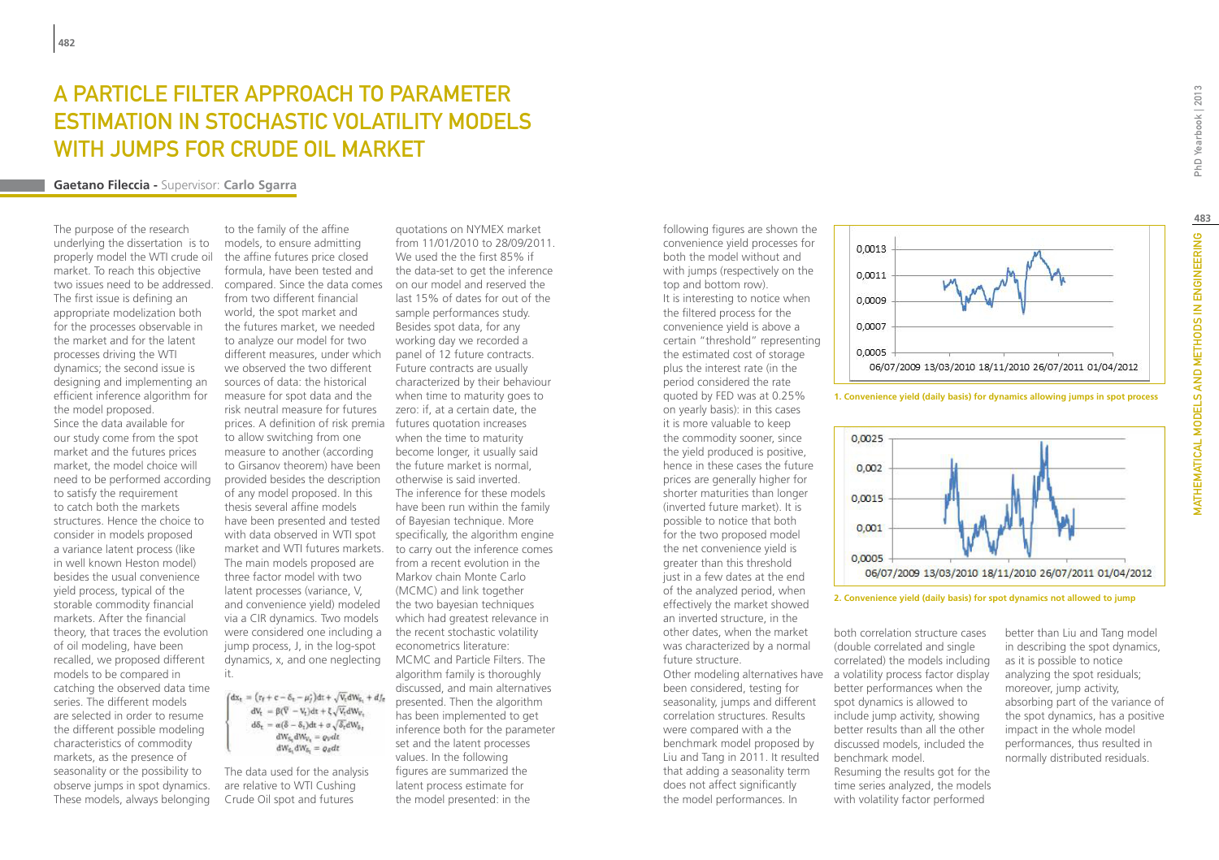# A PARTICLE FILTER APPROACH TO PARAMETER ESTIMATION IN STOCHASTIC VOLATILITY MODELS WITH JUMPS FOR CRUDE OIL MARKET

**Gaetano Fileccia -** Supervisor: **Carlo Sgarra**

The purpose of the research underlying the dissertation is to properly model the WTI crude oil market. To reach this objective two issues need to be addressed. The first issue is defining an appropriate modelization both for the processes observable in the market and for the latent processes driving the WTI dynamics; the second issue is designing and implementing an efficient inference algorithm for the model proposed.
Since the data available for our study come from the spot market and the futures prices market, the model choice will need to be performed according to satisfy the requirement to catch both the markets structures. Hence the choice to consider in models proposed a variance latent process (like in well known Heston model) besides the usual convenience yield process, typical of the storable commodity financial markets. After the financial theory, that traces the evolution of oil modeling, have been recalled, we proposed different models to be compared in catching the observed data time series. The different models are selected in order to resume the different possible modeling characteristics of commodity markets, as the presence of seasonality or the possibility to observe jumps in spot dynamics. These models, always belonging to the family of the affine models, to ensure admitting the affine futures price closed formula, have been tested and compared. Since the data comes from two different financial world, the spot market and the futures market, we needed to analyze our model for two different measures, under which we observed the two different sources of data: the historical measure for spot data and the risk neutral measure for futures prices. A definition of risk premia to allow switching from one measure to another (according to Girsanov theorem) have been provided besides the description of any model proposed. In this thesis several affine models have been presented and tested with data observed in WTI spot market and WTI futures markets. The main models proposed are three factor model with two latent processes (variance, V, and convenience yield) modeled via a CIR dynamics. Two models were considered one including a jump process, J, in the log-spot dynamics, x, and one neglecting it.

$$
\begin{cases}
dx_t = (r_f + c - \delta_t - \mu_t^*)dt + \sqrt{V_t}dW_{S_t} + dJ_t \\
dV_t = \beta(\bar{V} - V_t)dt + \xi\sqrt{V_t}dW_{V_t} \\
d\delta_t = \alpha(\bar{\delta} - \delta_t)dt + \sigma\sqrt{\delta_t}dW_{\delta_t} \\
dW_{S_t}dW_{V_t} = \varrho_V dt \\
dW_{S_t}dW_{\delta_t} = \varrho_\delta dt
\end{cases}
$$

The data used for the analysis are relative to WTI Cushing Crude Oil spot and futures quotations on NYMEX market from 11/01/2010 to 28/09/2011. We used the the first 85% if the data-set to get the inference on our model and reserved the last 15% of dates for out of the sample performances study. Besides spot data, for any working day we recorded a panel of 12 future contracts. Future contracts are usually characterized by their behaviour when time to maturity goes to zero: if, at a certain date, the futures quotation increases when the time to maturity become longer, it usually said the future market is normal, otherwise is said inverted.
The inference for these models have been run within the family of Bayesian technique. More specifically, the algorithm engine to carry out the inference comes from a recent evolution in the Markov chain Monte Carlo (MCMC) and link together the two bayesian techniques which had greatest relevance in the recent stochastic volatility econometrics literature: MCMC and Particle Filters. The algorithm family is thoroughly discussed, and main alternatives presented. Then the algorithm has been implemented to get inference both for the parameter set and the latent processes values. In the following figures are summarized the latent process estimate for the model presented: in the following figures are shown the convenience yield processes for both the model without and with jumps (respectively on the top and bottom row).
It is interesting to notice when the filtered process for the convenience yield is above a certain "threshold" representing the estimated cost of storage plus the interest rate (in the period considered the rate quoted by FED was at 0.25% on yearly basis): in this cases it is more valuable to keep the commodity sooner, since the yield produced is positive, hence in these cases the future prices are generally higher for shorter maturities than longer (inverted future market). It is possible to notice that both for the two proposed model the net convenience yield is greater than this threshold just in a few dates at the end of the analyzed period, when effectively the market showed an inverted structure, in the other dates, when the market was characterized by a normal future structure.

**1. Convenience yield (daily basis) for dynamics allowing jumps in spot process**

**2. Convenience yield (daily basis) for spot dynamics not allowed to jump**

Other modeling alternatives have been considered, testing for seasonality, jumps and different correlation structures. Results were compared with a the benchmark model proposed by Liu and Tang in 2011. It resulted that adding a seasonality term does not affect significantly the model performances. In both correlation structure cases (double correlated and single correlated) the models including a volatility process factor display better performances when the spot dynamics is allowed to include jump activity, showing better results than all the other discussed models, included the benchmark model.
Resuming the results got for the time series analyzed, the models with volatility factor performed better than Liu and Tang model in describing the spot dynamics, as it is possible to notice analyzing the spot residuals; moreover, jump activity, absorbing part of the variance of the spot dynamics, has a positive impact in the whole model performances, thus resulted in normally distributed residuals.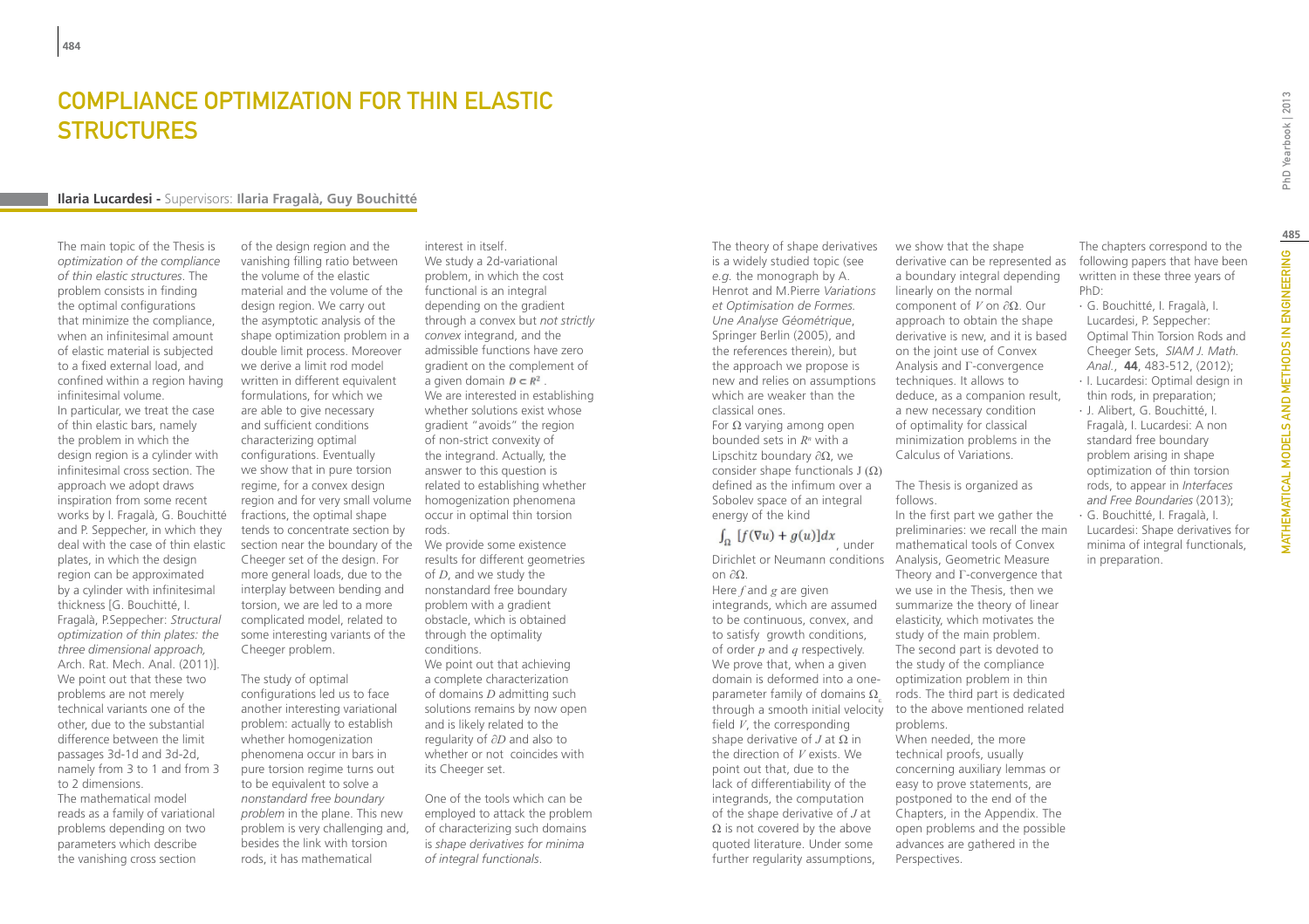# Compliance Optimization for Thin Elastic Structures

**Ilaria Lucardesi** - Supervisors: **Ilaria Fragalà, Guy Bouchitté**

The main topic of the Thesis is *optimization of the compliance of thin elastic structures*. The problem consists in finding the optimal configurations that minimize the compliance, when an infinitesimal amount of elastic material is subjected to a fixed external load, and confined within a region having infinitesimal volume.

In particular, we treat the case of thin elastic bars, namely the problem in which the design region is a cylinder with infinitesimal cross section. The approach we adopt draws inspiration from some recent works by I. Fragalà, G. Bouchitté and P. Seppecher, in which they deal with the case of thin elastic plates, in which the design region can be approximated by a cylinder with infinitesimal thickness [G. Bouchitté, I. Fragalà, P.Seppecher: *Structural optimization of thin plates: the three dimensional approach,* Arch. Rat. Mech. Anal. (2011)]. We point out that these two problems are not merely technical variants one of the other, due to the substantial difference between the limit passages 3d-1d and 3d-2d, namely from 3 to 1 and from 3 to 2 dimensions.

The mathematical model reads as a family of variational problems depending on two parameters which describe the vanishing cross section of the design region and the vanishing filling ratio between the volume of the elastic material and the volume of the design region. We carry out the asymptotic analysis of the shape optimization problem in a double limit process. Moreover we derive a limit rod model written in different equivalent formulations, for which we are able to give necessary and sufficient conditions characterizing optimal configurations. Eventually we show that in pure torsion regime, for a convex design region and for very small volume fractions, the optimal shape tends to concentrate section by section near the boundary of the Cheeger set of the design. For more general loads, due to the interplay between bending and torsion, we are led to a more complicated model, related to some interesting variants of the Cheeger problem.

The study of optimal configurations led us to face another interesting variational problem: actually to establish whether homogenization phenomena occur in bars in pure torsion regime turns out to be equivalent to solve a *nonstandard free boundary problem* in the plane. This new problem is very challenging and, besides the link with torsion rods, it has mathematical interest in itself.

We study a 2d-variational problem, in which the cost functional is an integral depending on the gradient through a convex but *not strictly convex* integrand, and the admissible functions have zero gradient on the complement of a given domain $D \subset R^2$.

We are interested in establishing whether solutions exist whose gradient "avoids" the region of non-strict convexity of the integrand. Actually, the answer to this question is related to establishing whether homogenization phenomena occur in optimal thin torsion rods.

We provide some existence results for different geometries of $D$, and we study the nonstandard free boundary problem with a gradient obstacle, which is obtained through the optimality conditions.

We point out that achieving a complete characterization of domains $D$ admitting such solutions remains by now open and is likely related to the regularity of $\partial D$ and also to whether or not coincides with its Cheeger set.

One of the tools which can be employed to attack the problem of characterizing such domains is *shape derivatives for minima of integral functionals*.

The theory of shape derivatives is a widely studied topic (see *e.g.* the monograph by A. Henrot and M.Pierre *Variations et Optimisation de Formes. Une Analyse Géométrique*, Springer Berlin (2005), and the references therein), but the approach we propose is new and relies on assumptions which are weaker than the classical ones.

For $\Omega$ varying among open bounded sets in $R^n$ with a Lipschitz boundary $\partial\Omega$, we consider shape functionals $J(\Omega)$ defined as the infimum over a Sobolev space of an integral energy of the kind

$$\int_\Omega [f(\nabla u) + g(u)]dx$$

, under Dirichlet or Neumann conditions on $\partial\Omega$.

Here $f$ and $g$ are given integrands, which are assumed to be continuous, convex, and to satisfy growth conditions, of order $p$ and $q$ respectively. We prove that, when a given domain is deformed into a one-parameter family of domains $\Omega_\varepsilon$ through a smooth initial velocity field $V$, the corresponding shape derivative of $J$ at $\Omega$ in the direction of $V$ exists. We point out that, due to the lack of differentiability of the integrands, the computation of the shape derivative of $J$ at $\Omega$ is not covered by the above quoted literature. Under some further regularity assumptions, we show that the shape derivative can be represented as a boundary integral depending linearly on the normal component of $V$ on $\partial\Omega$. Our approach to obtain the shape derivative is new, and it is based on the joint use of Convex Analysis and $\Gamma$-convergence techniques. It allows to deduce, as a companion result, a new necessary condition of optimality for classical minimization problems in the Calculus of Variations.

The Thesis is organized as follows.

In the first part we gather the preliminaries: we recall the main mathematical tools of Convex Analysis, Geometric Measure Theory and $\Gamma$-convergence that we use in the Thesis, then we summarize the theory of linear elasticity, which motivates the study of the main problem. The second part is devoted to the study of the compliance optimization problem in thin rods. The third part is dedicated to the above mentioned related problems.

When needed, the more technical proofs, usually concerning auxiliary lemmas or easy to prove statements, are postponed to the end of the Chapters, in the Appendix. The open problems and the possible advances are gathered in the Perspectives.

The chapters correspond to the following papers that have been written in these three years of PhD:

- G. Bouchitté, I. Fragalà, I. Lucardesi, P. Seppecher: Optimal Thin Torsion Rods and Cheeger Sets, *SIAM J. Math. Anal.*, **44**, 483-512, (2012);
- I. Lucardesi: Optimal design in thin rods, in preparation;
- J. Alibert, G. Bouchitté, I. Fragalà, I. Lucardesi: A non standard free boundary problem arising in shape optimization of thin torsion rods, to appear in *Interfaces and Free Boundaries* (2013);
- G. Bouchitté, I. Fragalà, I. Lucardesi: Shape derivatives for minima of integral functionals, in preparation.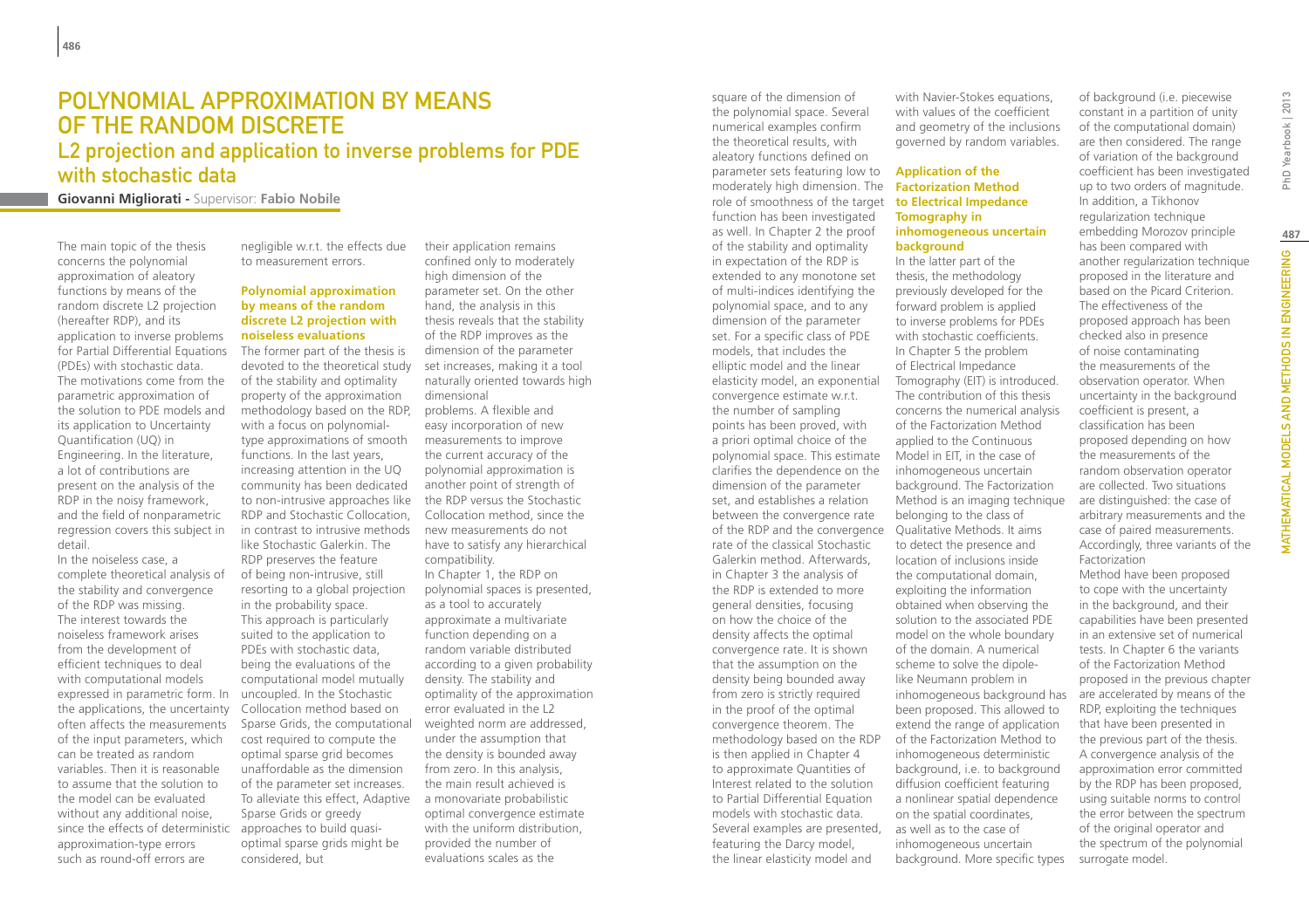# Polynomial approximation by means of the random discrete L2 projection and application to inverse problems for PDE with stochastic data

**Giovanni Migliorati** - Supervisor: **Fabio Nobile**

The main topic of the thesis concerns the polynomial approximation of aleatory functions by means of the random discrete L2 projection (hereafter RDP), and its application to inverse problems for Partial Differential Equations (PDEs) with stochastic data. The motivations come from the parametric approximation of the solution to PDE models and its application to Uncertainty Quantification (UQ) in Engineering. In the literature, a lot of contributions are present on the analysis of the RDP in the noisy framework, and the field of nonparametric regression covers this subject in detail.

In the noiseless case, a complete theoretical analysis of the stability and convergence of the RDP was missing. The interest towards the noiseless framework arises from the development of efficient techniques to deal with computational models expressed in parametric form. In the applications, the uncertainty often affects the measurements of the input parameters, which can be treated as random variables. Then it is reasonable to assume that the solution to the model can be evaluated without any additional noise, since the effects of deterministic approximation-type errors such as round-off errors are negligible w.r.t. the effects due to measurement errors.

### Polynomial approximation by means of the random discrete L2 projection with noiseless evaluations

The former part of the thesis is devoted to the theoretical study of the stability and optimality property of the approximation methodology based on the RDP, with a focus on polynomial-type approximations of smooth functions. In the last years, increasing attention in the UQ community has been dedicated to non-intrusive approaches like RDP and Stochastic Collocation, in contrast to intrusive methods like Stochastic Galerkin. The RDP preserves the feature of being non-intrusive, still resorting to a global projection in the probability space. This approach is particularly suited to the application to PDEs with stochastic data, being the evaluations of the computational model mutually uncoupled. In the Stochastic Collocation method based on Sparse Grids, the computational cost required to compute the optimal sparse grid becomes unaffordable as the dimension of the parameter set increases. To alleviate this effect, Adaptive Sparse Grids or greedy approaches to build quasi-optimal sparse grids might be considered, but their application remains confined only to moderately high dimension of the parameter set. On the other hand, the analysis in this thesis reveals that the stability of the RDP improves as the dimension of the parameter set increases, making it a tool naturally oriented towards high dimensional problems. A flexible and easy incorporation of new measurements to improve the current accuracy of the polynomial approximation is another point of strength of the RDP versus the Stochastic Collocation method, since the new measurements do not have to satisfy any hierarchical compatibility.

In Chapter 1, the RDP on polynomial spaces is presented, as a tool to accurately approximate a multivariate function depending on a random variable distributed according to a given probability density. The stability and optimality of the approximation error evaluated in the L2 weighted norm are addressed, under the assumption that the density is bounded away from zero. In this analysis, the main result achieved is a monovariate probabilistic optimal convergence estimate with the uniform distribution, provided the number of evaluations scales as the square of the dimension of the polynomial space. Several numerical examples confirm the theoretical results, with aleatory functions defined on parameter sets featuring low to moderately high dimension. The role of smoothness of the target function has been investigated as well. In Chapter 2 the proof of the stability and optimality in expectation of the RDP is extended to any monotone set of multi-indices identifying the polynomial space, and to any dimension of the parameter set. For a specific class of PDE models, that includes the elliptic model and the linear elasticity model, an exponential convergence estimate w.r.t. the number of sampling points has been proved, with a priori optimal choice of the polynomial space. This estimate clarifies the dependence on the dimension of the parameter set, and establishes a relation between the convergence rate of the RDP and the convergence rate of the classical Stochastic Galerkin method. Afterwards, in Chapter 3 the analysis of the RDP is extended to more general densities, focusing on how the choice of the density affects the optimal convergence rate. It is shown that the assumption on the density being bounded away from zero is strictly required in the proof of the optimal convergence theorem. The methodology based on the RDP is then applied in Chapter 4 to approximate Quantities of Interest related to the solution to Partial Differential Equation models with stochastic data. Several examples are presented, featuring the Darcy model, the linear elasticity model and with Navier-Stokes equations, with values of the coefficient and geometry of the inclusions governed by random variables.

### Application of the Factorization Method to Electrical Impedance Tomography in inhomogeneous uncertain background

In the latter part of the thesis, the methodology previously developed for the forward problem is applied to inverse problems for PDEs with stochastic coefficients. In Chapter 5 the problem of Electrical Impedance Tomography (EIT) is introduced. The contribution of this thesis concerns the numerical analysis of the Factorization Method applied to the Continuous Model in EIT, in the case of inhomogeneous uncertain background. The Factorization Method is an imaging technique belonging to the class of Qualitative Methods. It aims to detect the presence and location of inclusions inside the computational domain, exploiting the information obtained when observing the solution to the associated PDE model on the whole boundary of the domain. A numerical scheme to solve the dipole-like Neumann problem in inhomogeneous background has been proposed. This allowed to extend the range of application of the Factorization Method to inhomogeneous deterministic background, i.e. to background diffusion coefficient featuring a nonlinear spatial dependence on the spatial coordinates, as well as to the case of inhomogeneous uncertain background. More specific types of background (i.e. piecewise constant in a partition of unity of the computational domain) are then considered. The range of variation of the background coefficient has been investigated up to two orders of magnitude. In addition, a Tikhonov regularization technique embedding Morozov principle has been compared with another regularization technique proposed in the literature and based on the Picard Criterion. The effectiveness of the proposed approach has been checked also in presence of noise contaminating the measurements of the observation operator. When uncertainty in the background coefficient is present, a classification has been proposed depending on how the measurements of the random observation operator are collected. Two situations are distinguished: the case of arbitrary measurements and the case of paired measurements. Accordingly, three variants of the Factorization Method have been proposed to cope with the uncertainty in the background, and their capabilities have been presented in an extensive set of numerical tests. In Chapter 6 the variants of the Factorization Method proposed in the previous chapter are accelerated by means of the RDP, exploiting the techniques that have been presented in the previous part of the thesis. A convergence analysis of the approximation error committed by the RDP has been proposed, using suitable norms to control the error between the spectrum of the original operator and the spectrum of the polynomial surrogate model.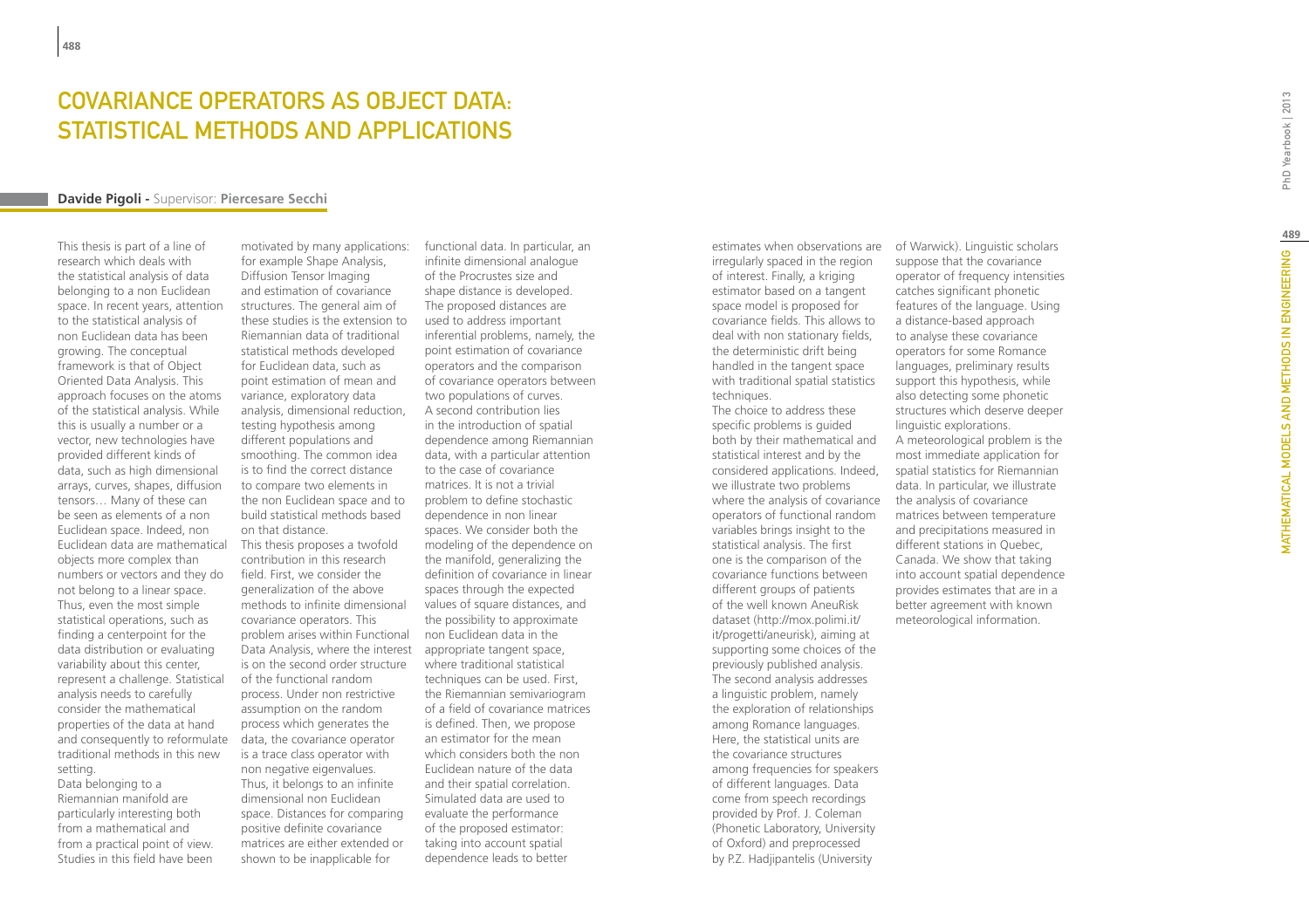# Covariance Operators as Object Data: Statistical Methods and Applications

**Davide Pigoli** - Supervisor: **Piercesare Secchi**

This thesis is part of a line of research which deals with the statistical analysis of data belonging to a non Euclidean space. In recent years, attention to the statistical analysis of non Euclidean data has been growing. The conceptual framework is that of Object Oriented Data Analysis. This approach focuses on the atoms of the statistical analysis. While this is usually a number or a vector, new technologies have provided different kinds of data, such as high dimensional arrays, curves, shapes, diffusion tensors… Many of these can be seen as elements of a non Euclidean space. Indeed, non Euclidean data are mathematical objects more complex than numbers or vectors and they do not belong to a linear space. Thus, even the most simple statistical operations, such as finding a centerpoint for the data distribution or evaluating variability about this center, represent a challenge. Statistical analysis needs to carefully consider the mathematical properties of the data at hand and consequently to reformulate traditional methods in this new setting.

Data belonging to a Riemannian manifold are particularly interesting both from a mathematical and from a practical point of view. Studies in this field have been motivated by many applications: for example Shape Analysis, Diffusion Tensor Imaging and estimation of covariance structures. The general aim of these studies is the extension to Riemannian data of traditional statistical methods developed for Euclidean data, such as point estimation of mean and variance, exploratory data analysis, dimensional reduction, testing hypothesis among different populations and smoothing. The common idea is to find the correct distance to compare two elements in the non Euclidean space and to build statistical methods based on that distance.

This thesis proposes a twofold contribution in this research field. First, we consider the generalization of the above methods to infinite dimensional covariance operators. This problem arises within Functional Data Analysis, where the interest is on the second order structure of the functional random process. Under non restrictive assumption on the random process which generates the data, the covariance operator is a trace class operator with non negative eigenvalues. Thus, it belongs to an infinite dimensional non Euclidean space. Distances for comparing positive definite covariance matrices are either extended or shown to be inapplicable for functional data. In particular, an infinite dimensional analogue of the Procrustes size and shape distance is developed. The proposed distances are used to address important inferential problems, namely, the point estimation of covariance operators and the comparison of covariance operators between two populations of curves.

A second contribution lies in the introduction of spatial dependence among Riemannian data, with a particular attention to the case of covariance matrices. It is not a trivial problem to define stochastic dependence in non linear spaces. We consider both the modeling of the dependence on the manifold, generalizing the definition of covariance in linear spaces through the expected values of square distances, and the possibility to approximate non Euclidean data in the appropriate tangent space, where traditional statistical techniques can be used. First, the Riemannian semivariogram of a field of covariance matrices is defined. Then, we propose an estimator for the mean which considers both the non Euclidean nature of the data and their spatial correlation. Simulated data are used to evaluate the performance of the proposed estimator: taking into account spatial dependence leads to better estimates when observations are irregularly spaced in the region of interest. Finally, a kriging estimator based on a tangent space model is proposed for covariance fields. This allows to deal with non stationary fields, the deterministic drift being handled in the tangent space with traditional spatial statistics techniques.

The choice to address these specific problems is guided both by their mathematical and statistical interest and by the considered applications. Indeed, we illustrate two problems where the analysis of covariance operators of functional random variables brings insight to the statistical analysis. The first one is the comparison of the covariance functions between different groups of patients of the well known AneuRisk dataset (http://mox.polimi.it/it/progetti/aneurisk), aiming at supporting some choices of the previously published analysis. The second analysis addresses a linguistic problem, namely the exploration of relationships among Romance languages. Here, the statistical units are the covariance structures among frequencies for speakers of different languages. Data come from speech recordings provided by Prof. J. Coleman (Phonetic Laboratory, University of Oxford) and preprocessed by P.Z. Hadjipantelis (University of Warwick). Linguistic scholars suppose that the covariance operator of frequency intensities catches significant phonetic features of the language. Using a distance-based approach to analyse these covariance operators for some Romance languages, preliminary results support this hypothesis, while also detecting some phonetic structures which deserve deeper linguistic explorations.

A meteorological problem is the most immediate application for spatial statistics for Riemannian data. In particular, we illustrate the analysis of covariance matrices between temperature and precipitations measured in different stations in Quebec, Canada. We show that taking into account spatial dependence provides estimates that are in a better agreement with known meteorological information.